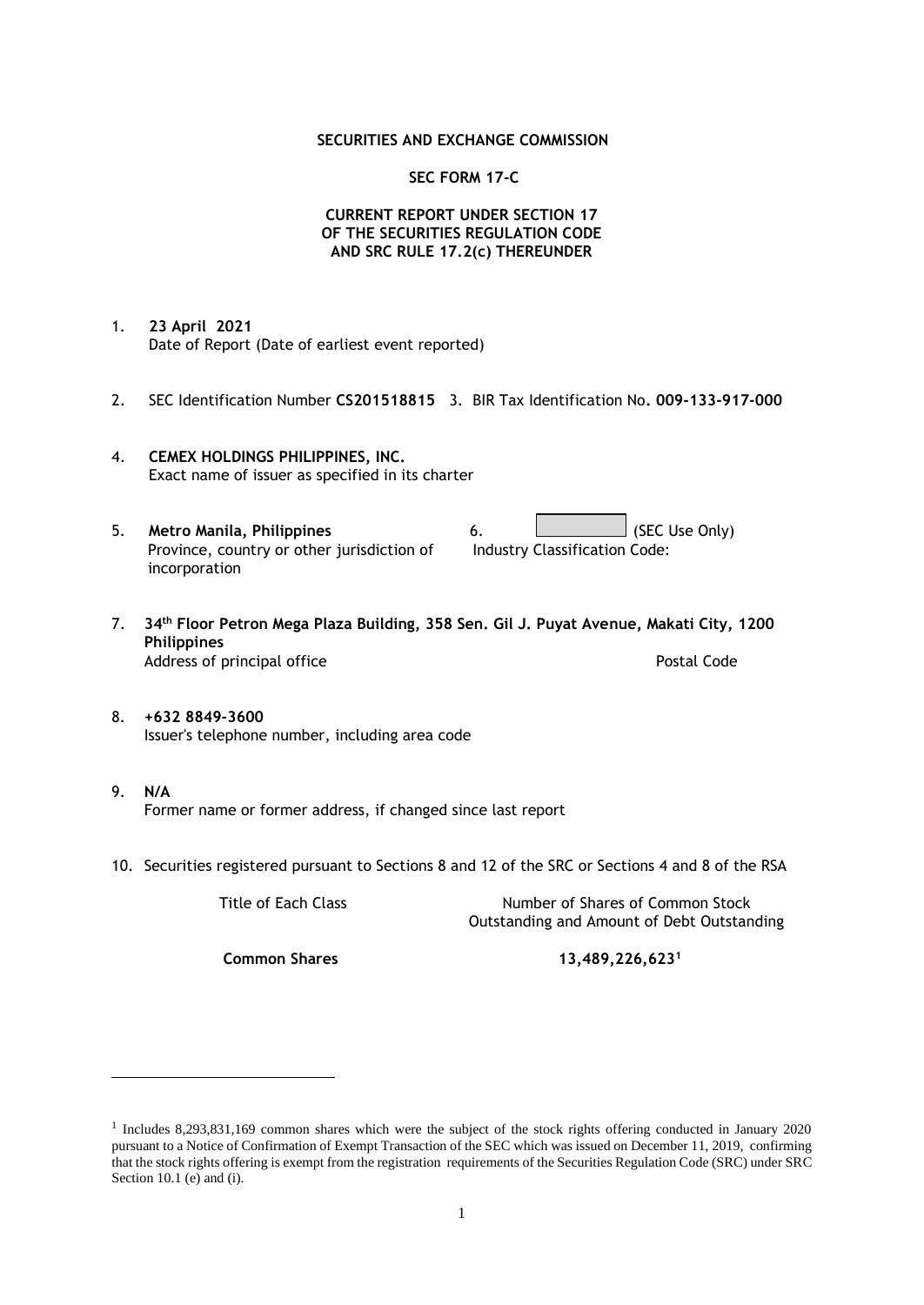**SECURITIES AND EXCHANGE COMMISSION**

**SEC FORM 17-C**

**CURRENT REPORT UNDER SECTION 17 OF THE SECURITIES REGULATION CODE AND SRC RULE 17.2(c) THEREUNDER**

1. **23 April 2021**
   Date of Report (Date of earliest event reported)

2. SEC Identification Number **CS201518815** 3. BIR Tax Identification No**. 009-133-917-000**

4. **CEMEX HOLDINGS PHILIPPINES, INC.**
   Exact name of issuer as specified in its charter

5. **Metro Manila, Philippines**
   Province, country or other jurisdiction of incorporation

6. (SEC Use Only)
   Industry Classification Code:

7. **34th Floor Petron Mega Plaza Building, 358 Sen. Gil J. Puyat Avenue, Makati City, 1200 Philippines**
   Address of principal office Postal Code

8. **+632 8849-3600**
   Issuer's telephone number, including area code

9. **N/A**
   Former name or former address, if changed since last report

10. Securities registered pursuant to Sections 8 and 12 of the SRC or Sections 4 and 8 of the RSA

| Title of Each Class | Number of Shares of Common Stock Outstanding and Amount of Debt Outstanding |
|---|---|
| **Common Shares** | **13,489,226,623**[1] |

[1] Includes 8,293,831,169 common shares which were the subject of the stock rights offering conducted in January 2020 pursuant to a Notice of Confirmation of Exempt Transaction of the SEC which was issued on December 11, 2019, confirming that the stock rights offering is exempt from the registration requirements of the Securities Regulation Code (SRC) under SRC Section 10.1 (e) and (i).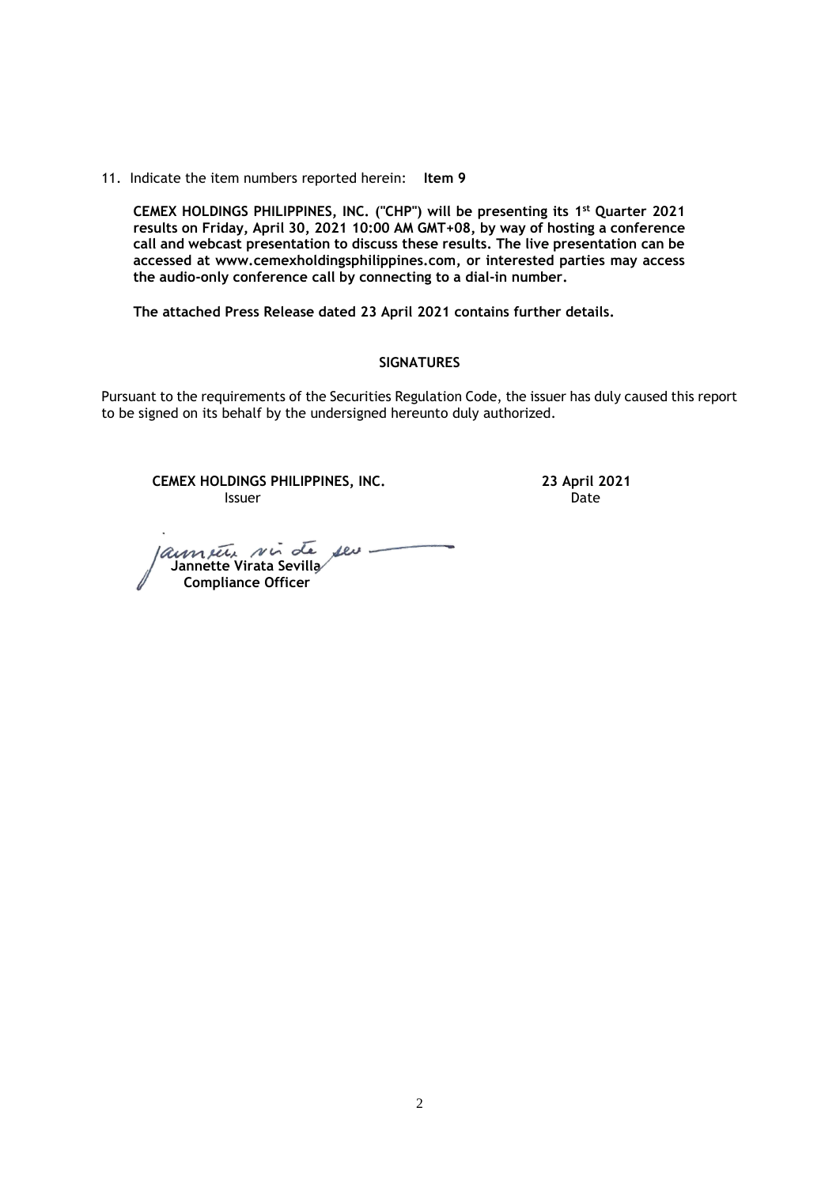11. Indicate the item numbers reported herein: **Item 9**

**CEMEX HOLDINGS PHILIPPINES, INC. ("CHP") will be presenting its 1st Quarter 2021 results on Friday, April 30, 2021 10:00 AM GMT+08, by way of hosting a conference call and webcast presentation to discuss these results. The live presentation can be accessed at www.cemexholdingsphilippines.com, or interested parties may access the audio-only conference call by connecting to a dial-in number.**

**The attached Press Release dated 23 April 2021 contains further details.**

**SIGNATURES**

Pursuant to the requirements of the Securities Regulation Code, the issuer has duly caused this report to be signed on its behalf by the undersigned hereunto duly authorized.

| **CEMEX HOLDINGS PHILIPPINES, INC.** | **23 April 2021** |
|---|---|
| Issuer | Date |

**Jannette Virata Sevilla**
**Compliance Officer**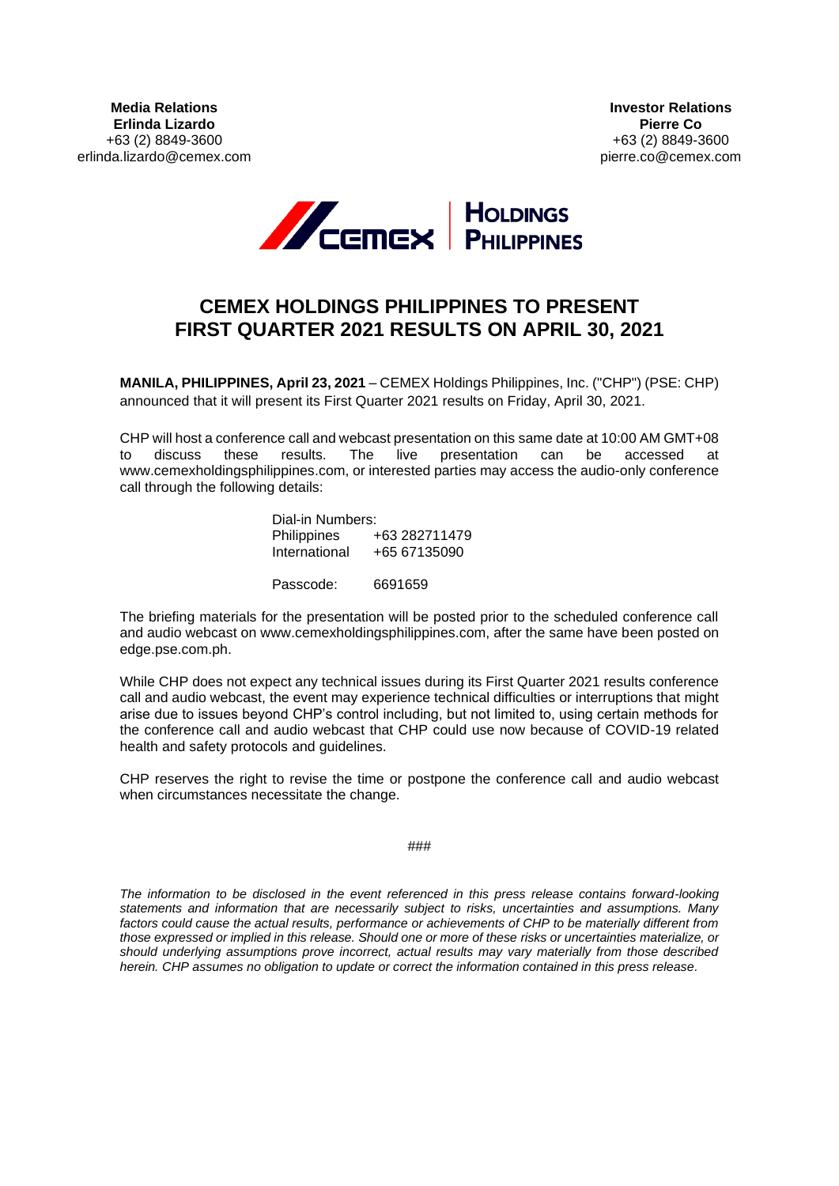**Media Relations**
**Erlinda Lizardo**
+63 (2) 8849-3600
erlinda.lizardo@cemex.com

**Investor Relations**
**Pierre Co**
+63 (2) 8849-3600
pierre.co@cemex.com

# CEMEX HOLDINGS PHILIPPINES TO PRESENT FIRST QUARTER 2021 RESULTS ON APRIL 30, 2021

**MANILA, PHILIPPINES, April 23, 2021** – CEMEX Holdings Philippines, Inc. ("CHP") (PSE: CHP) announced that it will present its First Quarter 2021 results on Friday, April 30, 2021.

CHP will host a conference call and webcast presentation on this same date at 10:00 AM GMT+08 to discuss these results. The live presentation can be accessed at www.cemexholdingsphilippines.com, or interested parties may access the audio-only conference call through the following details:

Dial-in Numbers:
Philippines +63 282711479
International +65 67135090

Passcode: 6691659

The briefing materials for the presentation will be posted prior to the scheduled conference call and audio webcast on www.cemexholdingsphilippines.com, after the same have been posted on edge.pse.com.ph.

While CHP does not expect any technical issues during its First Quarter 2021 results conference call and audio webcast, the event may experience technical difficulties or interruptions that might arise due to issues beyond CHP's control including, but not limited to, using certain methods for the conference call and audio webcast that CHP could use now because of COVID-19 related health and safety protocols and guidelines.

CHP reserves the right to revise the time or postpone the conference call and audio webcast when circumstances necessitate the change.

###

*The information to be disclosed in the event referenced in this press release contains forward-looking statements and information that are necessarily subject to risks, uncertainties and assumptions. Many factors could cause the actual results, performance or achievements of CHP to be materially different from those expressed or implied in this release. Should one or more of these risks or uncertainties materialize, or should underlying assumptions prove incorrect, actual results may vary materially from those described herein. CHP assumes no obligation to update or correct the information contained in this press release.*